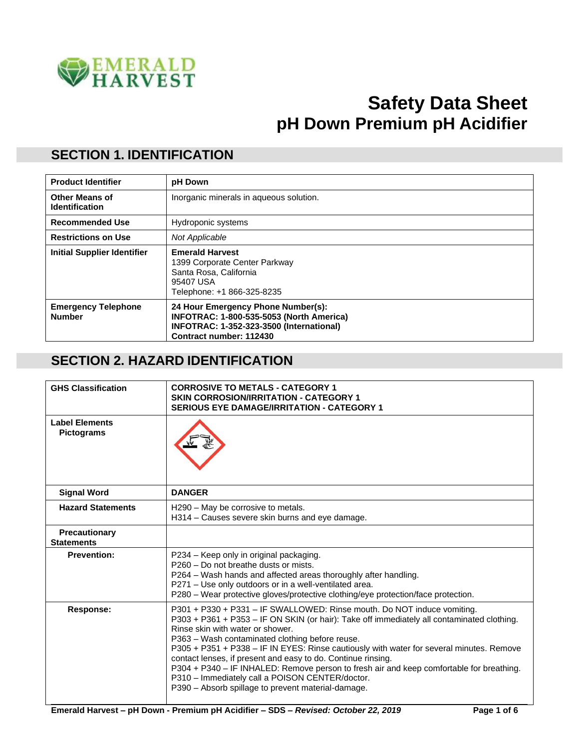EMERALD HARVEST

# Safety Data Sheet
# pH Down Premium pH Acidifier

## SECTION 1. IDENTIFICATION

| | |
|---|---|
| **Product Identifier** | **pH Down** |
| **Other Means of Identification** | Inorganic minerals in aqueous solution. |
| **Recommended Use** | Hydroponic systems |
| **Restrictions on Use** | *Not Applicable* |
| **Initial Supplier Identifier** | **Emerald Harvest**<br>1399 Corporate Center Parkway<br>Santa Rosa, California<br>95407 USA<br>Telephone: +1 866-325-8235 |
| **Emergency Telephone Number** | **24 Hour Emergency Phone Number(s):**<br>**INFOTRAC: 1-800-535-5053 (North America)**<br>**INFOTRAC: 1-352-323-3500 (International)**<br>**Contract number: 112430** |

## SECTION 2. HAZARD IDENTIFICATION

| | |
|---|---|
| **GHS Classification** | **CORROSIVE TO METALS - CATEGORY 1**<br>**SKIN CORROSION/IRRITATION - CATEGORY 1**<br>**SERIOUS EYE DAMAGE/IRRITATION - CATEGORY 1** |
| **Label Elements**<br>**Pictograms** | |
| **Signal Word** | **DANGER** |
| **Hazard Statements** | H290 – May be corrosive to metals.<br>H314 – Causes severe skin burns and eye damage. |
| **Precautionary Statements** | |
| **Prevention:** | P234 – Keep only in original packaging.<br>P260 – Do not breathe dusts or mists.<br>P264 – Wash hands and affected areas thoroughly after handling.<br>P271 – Use only outdoors or in a well-ventilated area.<br>P280 – Wear protective gloves/protective clothing/eye protection/face protection. |
| **Response:** | P301 + P330 + P331 – IF SWALLOWED: Rinse mouth. Do NOT induce vomiting.<br>P303 + P361 + P353 – IF ON SKIN (or hair): Take off immediately all contaminated clothing. Rinse skin with water or shower.<br>P363 – Wash contaminated clothing before reuse.<br>P305 + P351 + P338 – IF IN EYES: Rinse cautiously with water for several minutes. Remove contact lenses, if present and easy to do. Continue rinsing.<br>P304 + P340 – IF INHALED: Remove person to fresh air and keep comfortable for breathing.<br>P310 – Immediately call a POISON CENTER/doctor.<br>P390 – Absorb spillage to prevent material-damage. |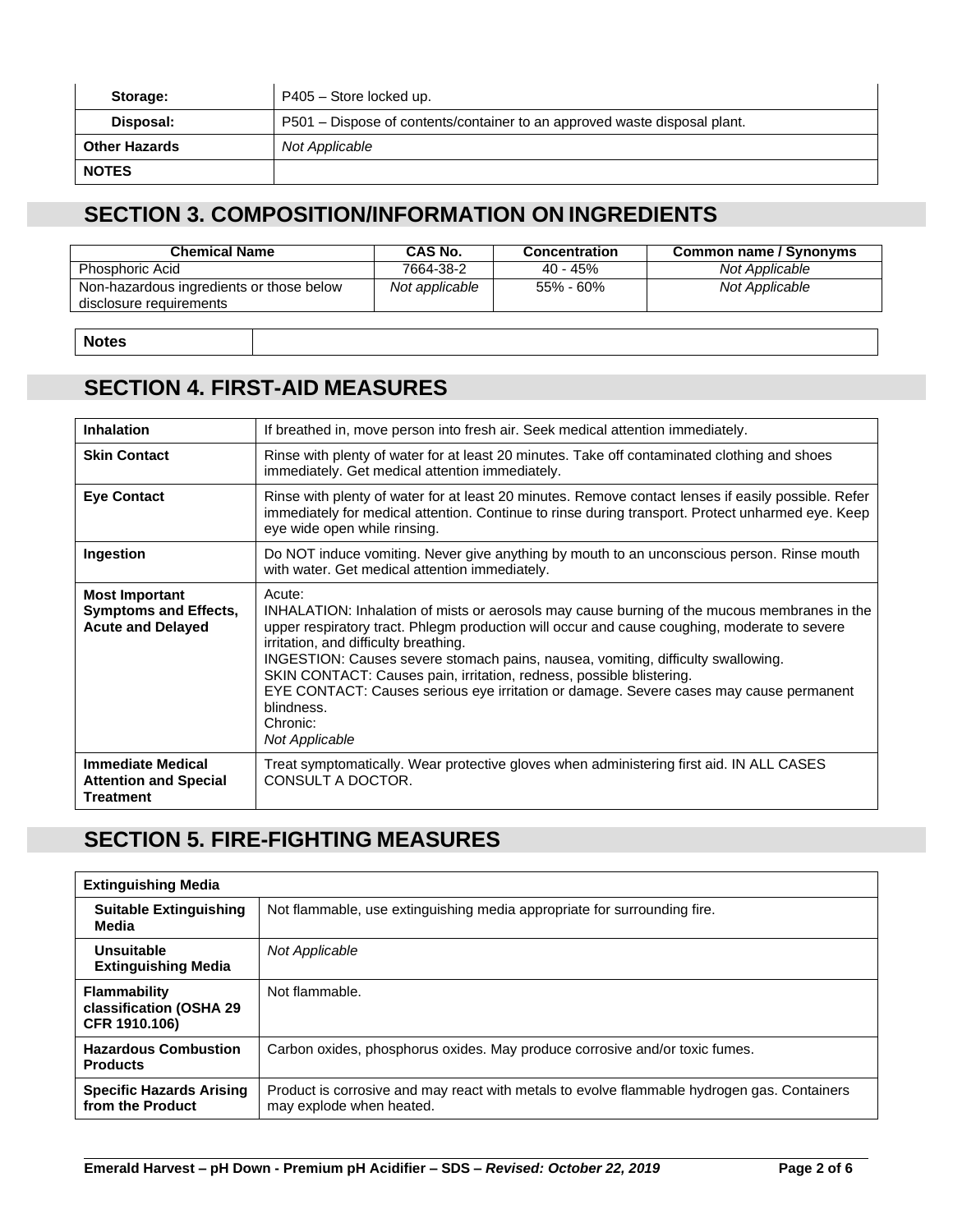| Storage: | P405 – Store locked up. |
|---|---|
| Disposal: | P501 – Dispose of contents/container to an approved waste disposal plant. |
| **Other Hazards** | *Not Applicable* |
| **NOTES** | |

## SECTION 3. COMPOSITION/INFORMATION ON INGREDIENTS

| Chemical Name | CAS No. | Concentration | Common name / Synonyms |
|---|---|---|---|
| Phosphoric Acid | 7664-38-2 | 40 - 45% | *Not Applicable* |
| Non-hazardous ingredients or those below disclosure requirements | *Not applicable* | 55% - 60% | *Not Applicable* |

| **Notes** | |
|---|---|

## SECTION 4. FIRST-AID MEASURES

| | |
|---|---|
| **Inhalation** | If breathed in, move person into fresh air. Seek medical attention immediately. |
| **Skin Contact** | Rinse with plenty of water for at least 20 minutes. Take off contaminated clothing and shoes immediately. Get medical attention immediately. |
| **Eye Contact** | Rinse with plenty of water for at least 20 minutes. Remove contact lenses if easily possible. Refer immediately for medical attention. Continue to rinse during transport. Protect unharmed eye. Keep eye wide open while rinsing. |
| **Ingestion** | Do NOT induce vomiting. Never give anything by mouth to an unconscious person. Rinse mouth with water. Get medical attention immediately. |
| **Most Important Symptoms and Effects, Acute and Delayed** | Acute:<br>INHALATION: Inhalation of mists or aerosols may cause burning of the mucous membranes in the upper respiratory tract. Phlegm production will occur and cause coughing, moderate to severe irritation, and difficulty breathing.<br>INGESTION: Causes severe stomach pains, nausea, vomiting, difficulty swallowing.<br>SKIN CONTACT: Causes pain, irritation, redness, possible blistering.<br>EYE CONTACT: Causes serious eye irritation or damage. Severe cases may cause permanent blindness.<br>Chronic:<br>*Not Applicable* |
| **Immediate Medical Attention and Special Treatment** | Treat symptomatically. Wear protective gloves when administering first aid. IN ALL CASES CONSULT A DOCTOR. |

## SECTION 5. FIRE-FIGHTING MEASURES

| **Extinguishing Media** | |
|---|---|
| **Suitable Extinguishing Media** | Not flammable, use extinguishing media appropriate for surrounding fire. |
| **Unsuitable Extinguishing Media** | *Not Applicable* |
| **Flammability classification (OSHA 29 CFR 1910.106)** | Not flammable. |
| **Hazardous Combustion Products** | Carbon oxides, phosphorus oxides. May produce corrosive and/or toxic fumes. |
| **Specific Hazards Arising from the Product** | Product is corrosive and may react with metals to evolve flammable hydrogen gas. Containers may explode when heated. |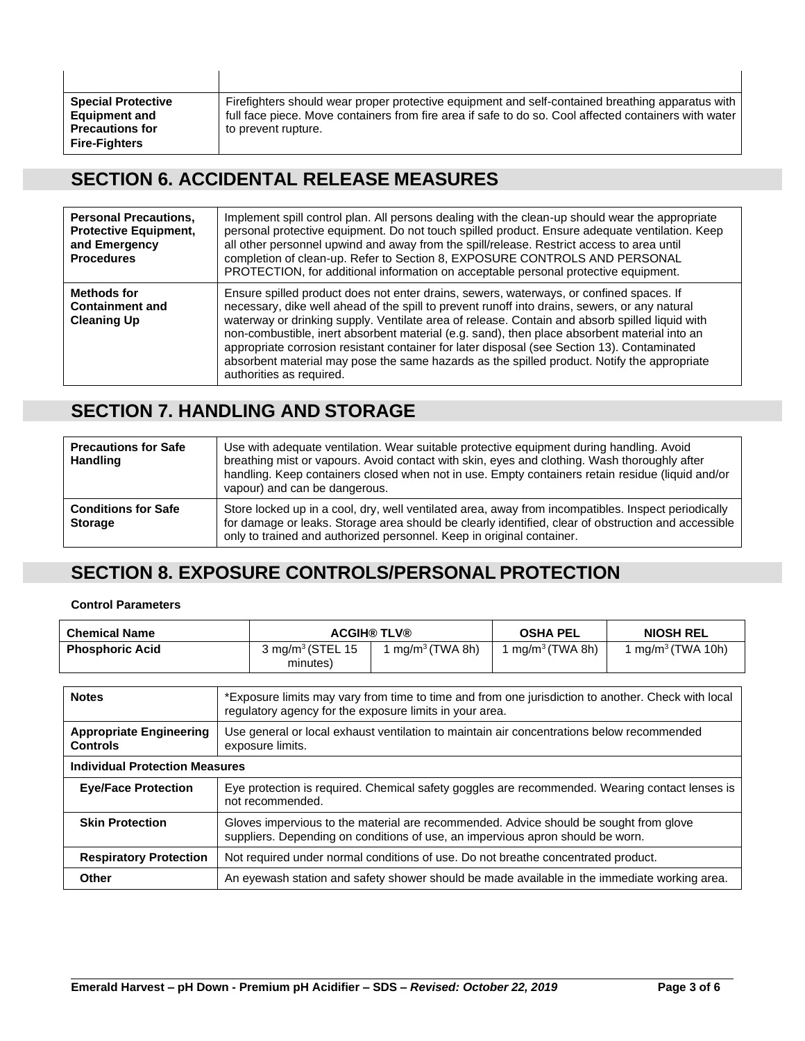| | |
|---|---|
| **Special Protective Equipment and Precautions for Fire-Fighters** | Firefighters should wear proper protective equipment and self-contained breathing apparatus with full face piece. Move containers from fire area if safe to do so. Cool affected containers with water to prevent rupture. |

## SECTION 6. ACCIDENTAL RELEASE MEASURES

| | |
|---|---|
| **Personal Precautions, Protective Equipment, and Emergency Procedures** | Implement spill control plan. All persons dealing with the clean-up should wear the appropriate personal protective equipment. Do not touch spilled product. Ensure adequate ventilation. Keep all other personnel upwind and away from the spill/release. Restrict access to area until completion of clean-up. Refer to Section 8, EXPOSURE CONTROLS AND PERSONAL PROTECTION, for additional information on acceptable personal protective equipment. |
| **Methods for Containment and Cleaning Up** | Ensure spilled product does not enter drains, sewers, waterways, or confined spaces. If necessary, dike well ahead of the spill to prevent runoff into drains, sewers, or any natural waterway or drinking supply. Ventilate area of release. Contain and absorb spilled liquid with non-combustible, inert absorbent material (e.g. sand), then place absorbent material into an appropriate corrosion resistant container for later disposal (see Section 13). Contaminated absorbent material may pose the same hazards as the spilled product. Notify the appropriate authorities as required. |

## SECTION 7. HANDLING AND STORAGE

| | |
|---|---|
| **Precautions for Safe Handling** | Use with adequate ventilation. Wear suitable protective equipment during handling. Avoid breathing mist or vapours. Avoid contact with skin, eyes and clothing. Wash thoroughly after handling. Keep containers closed when not in use. Empty containers retain residue (liquid and/or vapour) and can be dangerous. |
| **Conditions for Safe Storage** | Store locked up in a cool, dry, well ventilated area, away from incompatibles. Inspect periodically for damage or leaks. Storage area should be clearly identified, clear of obstruction and accessible only to trained and authorized personnel. Keep in original container. |

## SECTION 8. EXPOSURE CONTROLS/PERSONAL PROTECTION

**Control Parameters**

| Chemical Name | ACGIH® TLV® | | OSHA PEL | NIOSH REL |
|---|---|---|---|---|
| **Phosphoric Acid** | 3 mg/m$^3$ (STEL 15 minutes) | 1 mg/m$^3$ (TWA 8h) | 1 mg/m$^3$ (TWA 8h) | 1 mg/m$^3$ (TWA 10h) |

| | |
|---|---|
| **Notes** | *Exposure limits may vary from time to time and from one jurisdiction to another. Check with local regulatory agency for the exposure limits in your area. |
| **Appropriate Engineering Controls** | Use general or local exhaust ventilation to maintain air concentrations below recommended exposure limits. |
| **Individual Protection Measures** | |
| **Eye/Face Protection** | Eye protection is required. Chemical safety goggles are recommended. Wearing contact lenses is not recommended. |
| **Skin Protection** | Gloves impervious to the material are recommended. Advice should be sought from glove suppliers. Depending on conditions of use, an impervious apron should be worn. |
| **Respiratory Protection** | Not required under normal conditions of use. Do not breathe concentrated product. |
| **Other** | An eyewash station and safety shower should be made available in the immediate working area. |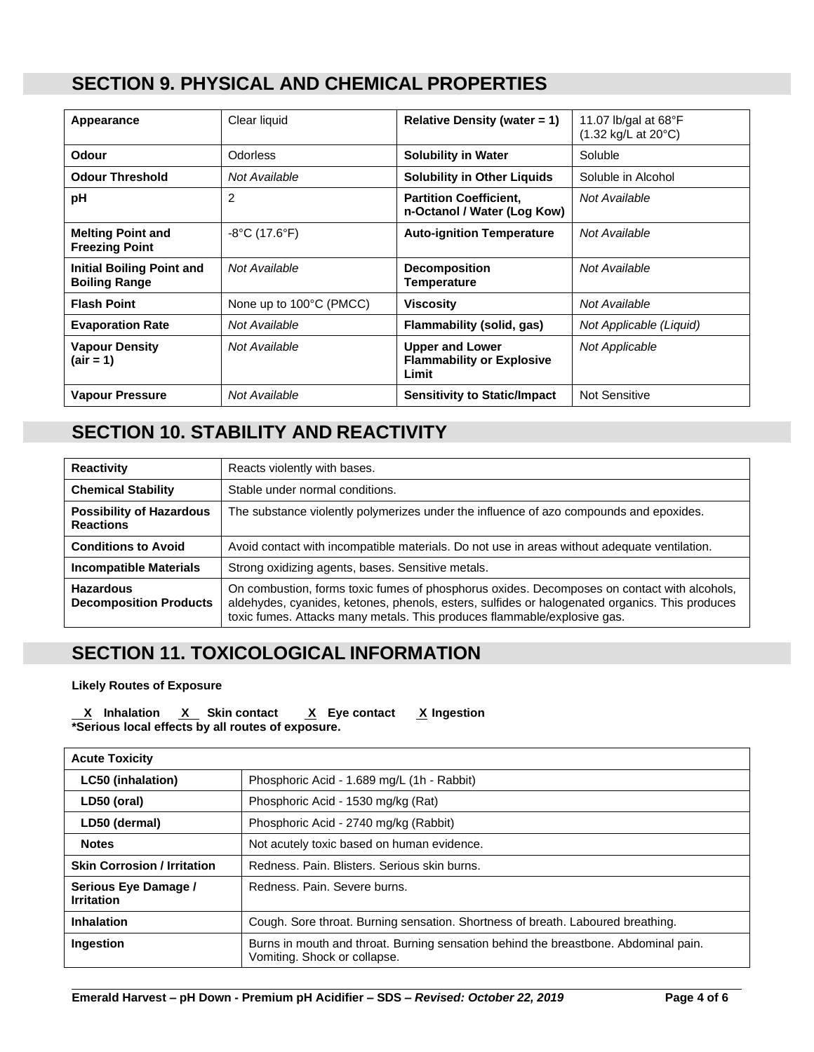## SECTION 9. PHYSICAL AND CHEMICAL PROPERTIES

| | | | |
|---|---|---|---|
| **Appearance** | Clear liquid | **Relative Density (water = 1)** | 11.07 lb/gal at 68°F (1.32 kg/L at 20°C) |
| **Odour** | Odorless | **Solubility in Water** | Soluble |
| **Odour Threshold** | *Not Available* | **Solubility in Other Liquids** | Soluble in Alcohol |
| **pH** | 2 | **Partition Coefficient, n-Octanol / Water (Log Kow)** | *Not Available* |
| **Melting Point and Freezing Point** | -8°C (17.6°F) | **Auto-ignition Temperature** | *Not Available* |
| **Initial Boiling Point and Boiling Range** | *Not Available* | **Decomposition Temperature** | *Not Available* |
| **Flash Point** | None up to 100°C (PMCC) | **Viscosity** | *Not Available* |
| **Evaporation Rate** | *Not Available* | **Flammability (solid, gas)** | *Not Applicable (Liquid)* |
| **Vapour Density (air = 1)** | *Not Available* | **Upper and Lower Flammability or Explosive Limit** | *Not Applicable* |
| **Vapour Pressure** | *Not Available* | **Sensitivity to Static/Impact** | Not Sensitive |

## SECTION 10. STABILITY AND REACTIVITY

| | |
|---|---|
| **Reactivity** | Reacts violently with bases. |
| **Chemical Stability** | Stable under normal conditions. |
| **Possibility of Hazardous Reactions** | The substance violently polymerizes under the influence of azo compounds and epoxides. |
| **Conditions to Avoid** | Avoid contact with incompatible materials. Do not use in areas without adequate ventilation. |
| **Incompatible Materials** | Strong oxidizing agents, bases. Sensitive metals. |
| **Hazardous Decomposition Products** | On combustion, forms toxic fumes of phosphorus oxides. Decomposes on contact with alcohols, aldehydes, cyanides, ketones, phenols, esters, sulfides or halogenated organics. This produces toxic fumes. Attacks many metals. This produces flammable/explosive gas. |

## SECTION 11. TOXICOLOGICAL INFORMATION

**Likely Routes of Exposure**

**X Inhalation  X Skin contact  X Eye contact  X Ingestion**
**\*Serious local effects by all routes of exposure.**

| **Acute Toxicity** | |
|---|---|
| **LC50 (inhalation)** | Phosphoric Acid - 1.689 mg/L (1h - Rabbit) |
| **LD50 (oral)** | Phosphoric Acid - 1530 mg/kg (Rat) |
| **LD50 (dermal)** | Phosphoric Acid - 2740 mg/kg (Rabbit) |
| **Notes** | Not acutely toxic based on human evidence. |
| **Skin Corrosion / Irritation** | Redness. Pain. Blisters. Serious skin burns. |
| **Serious Eye Damage / Irritation** | Redness. Pain. Severe burns. |
| **Inhalation** | Cough. Sore throat. Burning sensation. Shortness of breath. Laboured breathing. |
| **Ingestion** | Burns in mouth and throat. Burning sensation behind the breastbone. Abdominal pain. Vomiting. Shock or collapse. |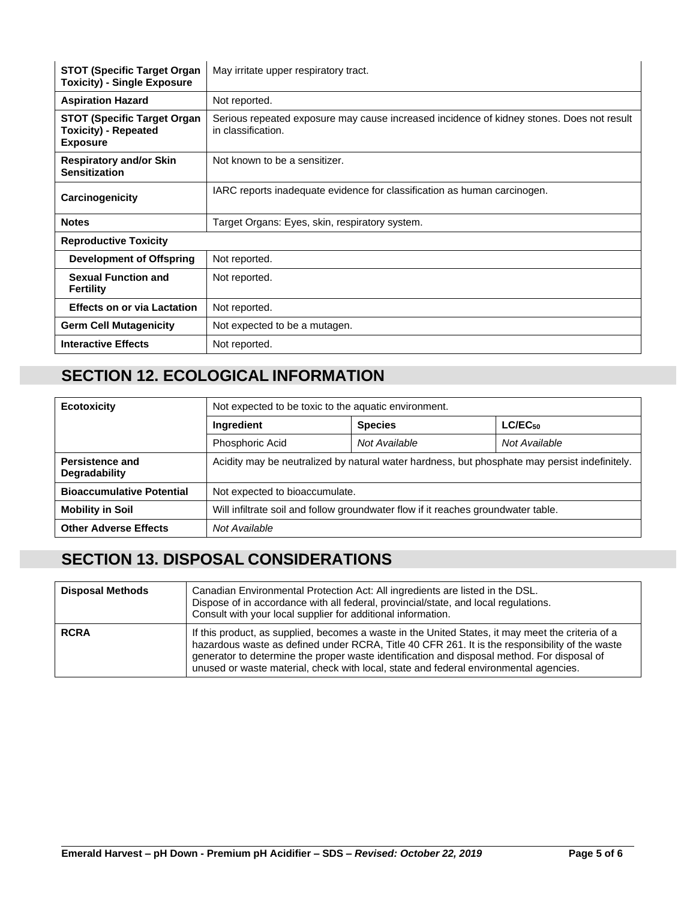| | |
|---|---|
| **STOT (Specific Target Organ Toxicity) - Single Exposure** | May irritate upper respiratory tract. |
| **Aspiration Hazard** | Not reported. |
| **STOT (Specific Target Organ Toxicity) - Repeated Exposure** | Serious repeated exposure may cause increased incidence of kidney stones. Does not result in classification. |
| **Respiratory and/or Skin Sensitization** | Not known to be a sensitizer. |
| **Carcinogenicity** | IARC reports inadequate evidence for classification as human carcinogen. |
| **Notes** | Target Organs: Eyes, skin, respiratory system. |
| **Reproductive Toxicity** | |
| **Development of Offspring** | Not reported. |
| **Sexual Function and Fertility** | Not reported. |
| **Effects on or via Lactation** | Not reported. |
| **Germ Cell Mutagenicity** | Not expected to be a mutagen. |
| **Interactive Effects** | Not reported. |

## SECTION 12. ECOLOGICAL INFORMATION

| | | | |
|---|---|---|---|
| **Ecotoxicity** | Not expected to be toxic to the aquatic environment. | | |
| | **Ingredient** | **Species** | **$LC/EC_{50}$** |
| | Phosphoric Acid | *Not Available* | *Not Available* |
| **Persistence and Degradability** | Acidity may be neutralized by natural water hardness, but phosphate may persist indefinitely. | | |
| **Bioaccumulative Potential** | Not expected to bioaccumulate. | | |
| **Mobility in Soil** | Will infiltrate soil and follow groundwater flow if it reaches groundwater table. | | |
| **Other Adverse Effects** | *Not Available* | | |

## SECTION 13. DISPOSAL CONSIDERATIONS

| | |
|---|---|
| **Disposal Methods** | Canadian Environmental Protection Act: All ingredients are listed in the DSL. Dispose of in accordance with all federal, provincial/state, and local regulations. Consult with your local supplier for additional information. |
| **RCRA** | If this product, as supplied, becomes a waste in the United States, it may meet the criteria of a hazardous waste as defined under RCRA, Title 40 CFR 261. It is the responsibility of the waste generator to determine the proper waste identification and disposal method. For disposal of unused or waste material, check with local, state and federal environmental agencies. |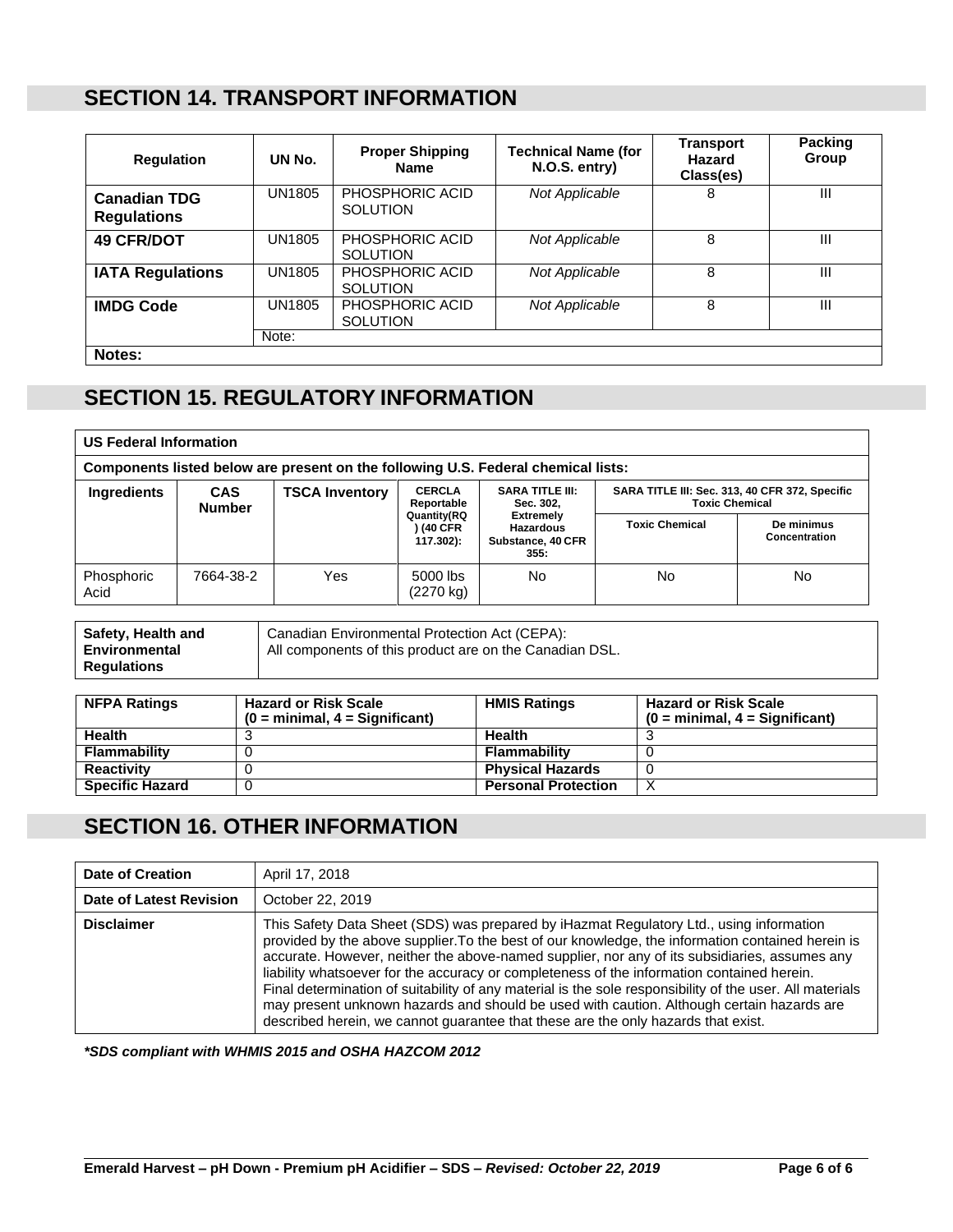## SECTION 14. TRANSPORT INFORMATION

| Regulation | UN No. | Proper Shipping Name | Technical Name (for N.O.S. entry) | Transport Hazard Class(es) | Packing Group |
|---|---|---|---|---|---|
| **Canadian TDG Regulations** | UN1805 | PHOSPHORIC ACID SOLUTION | *Not Applicable* | 8 | III |
| **49 CFR/DOT** | UN1805 | PHOSPHORIC ACID SOLUTION | *Not Applicable* | 8 | III |
| **IATA Regulations** | UN1805 | PHOSPHORIC ACID SOLUTION | *Not Applicable* | 8 | III |
| **IMDG Code** | UN1805 | PHOSPHORIC ACID SOLUTION | *Not Applicable* | 8 | III |
| | Note: | | | | |
| **Notes:** | | | | | |

## SECTION 15. REGULATORY INFORMATION

**US Federal Information**

**Components listed below are present on the following U.S. Federal chemical lists:**

| Ingredients | CAS Number | TSCA Inventory | CERCLA Reportable Quantity(RQ) (40 CFR 117.302): | SARA TITLE III: Sec. 302, Extremely Hazardous Substance, 40 CFR 355: | SARA TITLE III: Sec. 313, 40 CFR 372, Specific Toxic Chemical | |
|---|---|---|---|---|---|---|
| | | | | | Toxic Chemical | De minimus Concentration |
| Phosphoric Acid | 7664-38-2 | Yes | 5000 lbs (2270 kg) | No | No | No |

| | |
|---|---|
| **Safety, Health and Environmental Regulations** | Canadian Environmental Protection Act (CEPA):<br>All components of this product are on the Canadian DSL. |

| NFPA Ratings | Hazard or Risk Scale (0 = minimal, 4 = Significant) | HMIS Ratings | Hazard or Risk Scale (0 = minimal, 4 = Significant) |
|---|---|---|---|
| **Health** | 3 | **Health** | 3 |
| **Flammability** | 0 | **Flammability** | 0 |
| **Reactivity** | 0 | **Physical Hazards** | 0 |
| **Specific Hazard** | 0 | **Personal Protection** | X |

## SECTION 16. OTHER INFORMATION

| | |
|---|---|
| **Date of Creation** | April 17, 2018 |
| **Date of Latest Revision** | October 22, 2019 |
| **Disclaimer** | This Safety Data Sheet (SDS) was prepared by iHazmat Regulatory Ltd., using information provided by the above supplier.To the best of our knowledge, the information contained herein is accurate. However, neither the above-named supplier, nor any of its subsidiaries, assumes any liability whatsoever for the accuracy or completeness of the information contained herein. Final determination of suitability of any material is the sole responsibility of the user. All materials may present unknown hazards and should be used with caution. Although certain hazards are described herein, we cannot guarantee that these are the only hazards that exist. |

***SDS compliant with WHMIS 2015 and OSHA HAZCOM 2012**